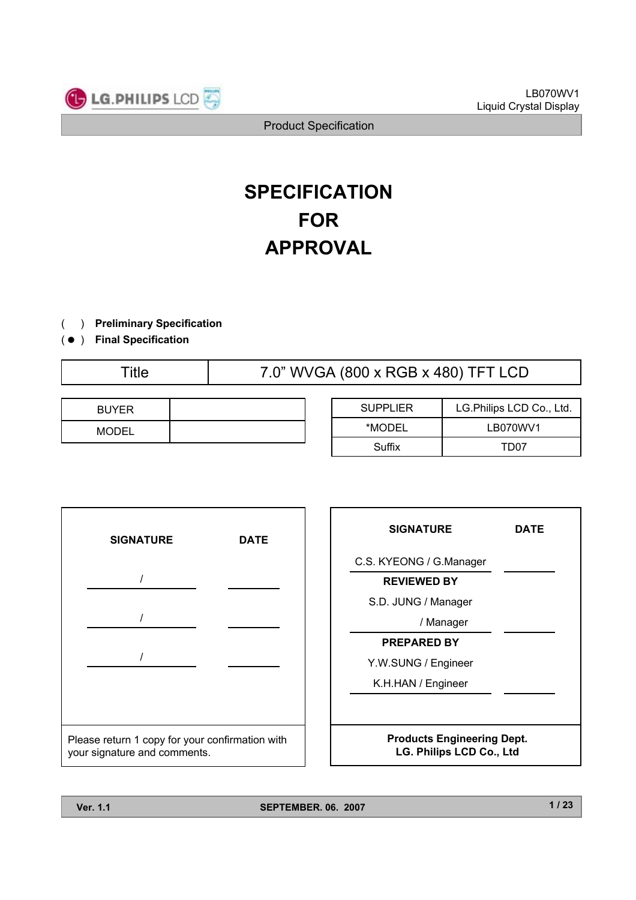# SPECIFICATION FOR APPROVAL

( ) **Preliminary Specification**

( ● ) **Final Specification**

| Title | 7.0" WVGA (800 x RGB x 480) TFT LCD |
|---|---|

| BUYER | |
|---|---|
| MODEL | |

| SUPPLIER | LG.Philips LCD Co., Ltd. |
|---|---|
| *MODEL | LB070WV1 |
| Suffix | TD07 |

| SIGNATURE | DATE |
|---|---|
| / | |
| / | |
| / | |

Please return 1 copy for your confirmation with your signature and comments.

| SIGNATURE | DATE |
|---|---|
| C.S. KYEONG / G.Manager | |
| **REVIEWED BY** | |
| S.D. JUNG / Manager<br>/ Manager | |
| **PREPARED BY** | |
| Y.W.SUNG / Engineer<br>K.H.HAN / Engineer | |

**Products Engineering Dept.**
**LG. Philips LCD Co., Ltd**

**Ver. 1.1** **SEPTEMBER. 06. 2007**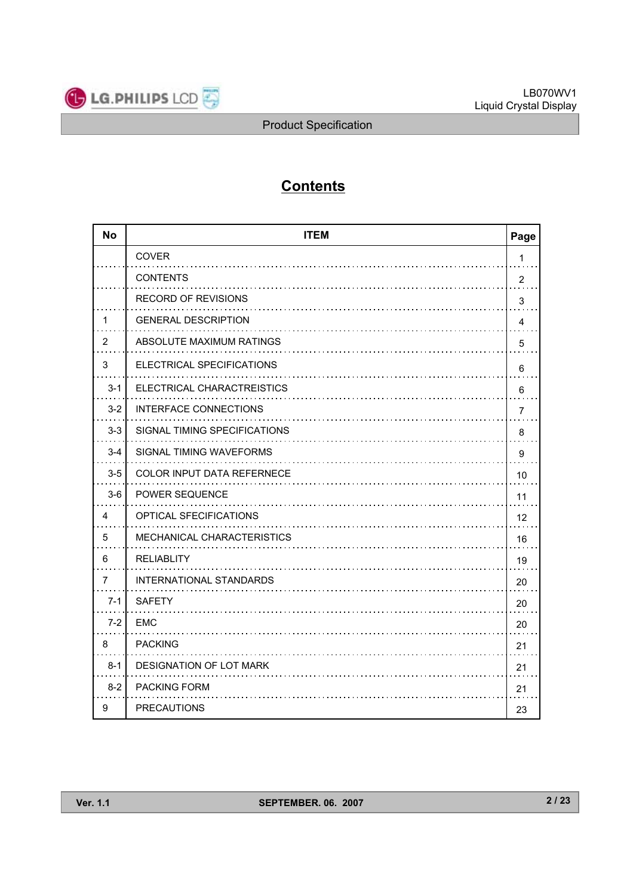# Contents

| No | ITEM | Page |
|---|---|---|
| | COVER | 1 |
| | CONTENTS | 2 |
| | RECORD OF REVISIONS | 3 |
| 1 | GENERAL DESCRIPTION | 4 |
| 2 | ABSOLUTE MAXIMUM RATINGS | 5 |
| 3 | ELECTRICAL SPECIFICATIONS | 6 |
| 3-1 | ELECTRICAL CHARACTREISTICS | 6 |
| 3-2 | INTERFACE CONNECTIONS | 7 |
| 3-3 | SIGNAL TIMING SPECIFICATIONS | 8 |
| 3-4 | SIGNAL TIMING WAVEFORMS | 9 |
| 3-5 | COLOR INPUT DATA REFERNECE | 10 |
| 3-6 | POWER SEQUENCE | 11 |
| 4 | OPTICAL SFECIFICATIONS | 12 |
| 5 | MECHANICAL CHARACTERISTICS | 16 |
| 6 | RELIABLITY | 19 |
| 7 | INTERNATIONAL STANDARDS | 20 |
| 7-1 | SAFETY | 20 |
| 7-2 | EMC | 20 |
| 8 | PACKING | 21 |
| 8-1 | DESIGNATION OF LOT MARK | 21 |
| 8-2 | PACKING FORM | 21 |
| 9 | PRECAUTIONS | 23 |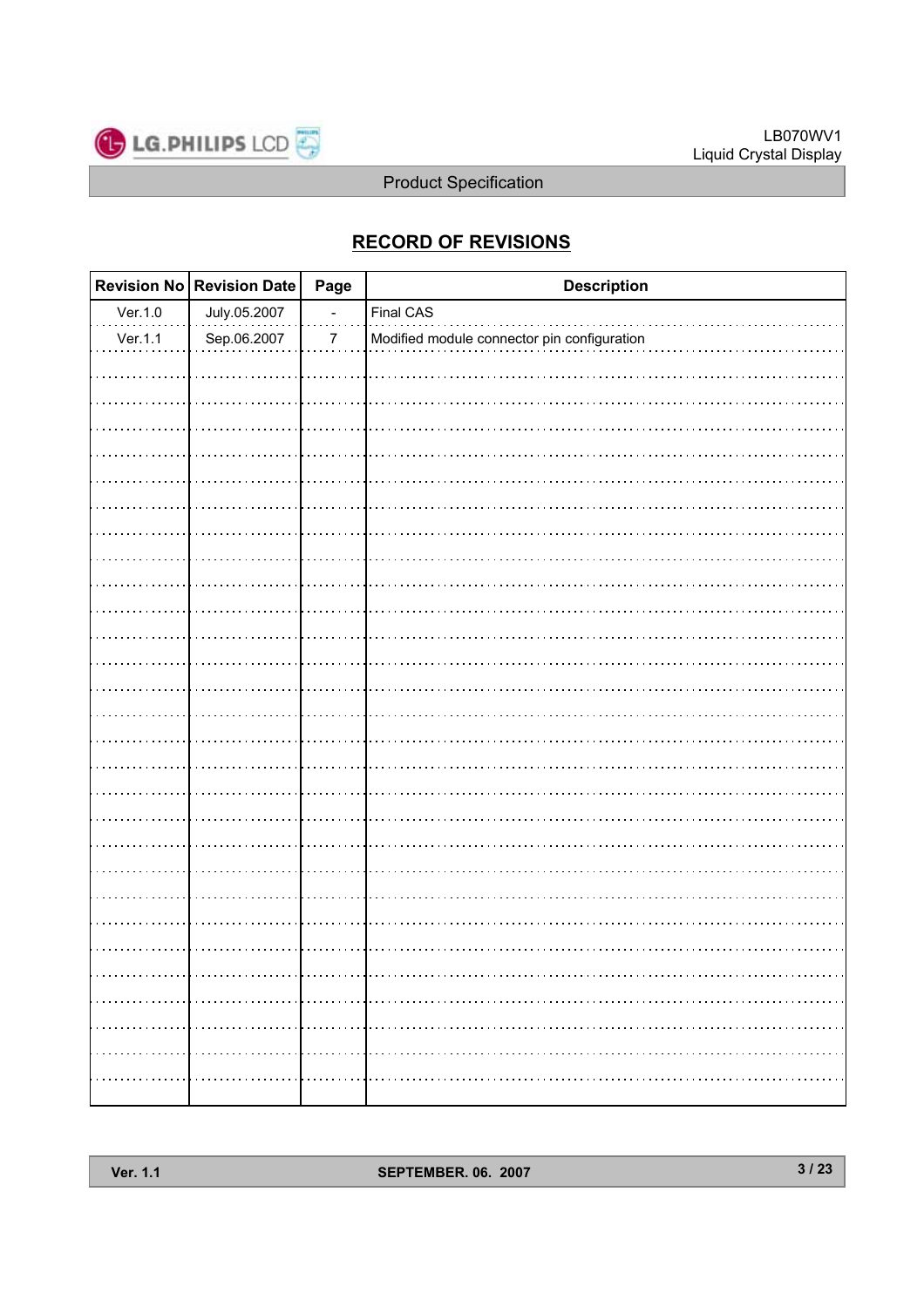# RECORD OF REVISIONS

| Revision No | Revision Date | Page | Description |
|---|---|---|---|
| Ver.1.0 | July.05.2007 | - | Final CAS |
| Ver.1.1 | Sep.06.2007 | 7 | Modified module connector pin configuration |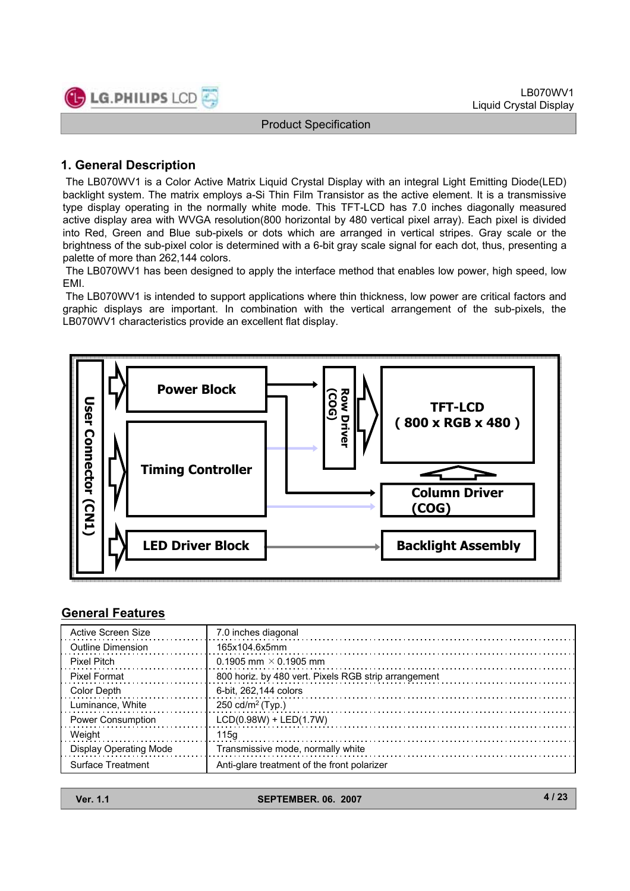## 1. General Description

The LB070WV1 is a Color Active Matrix Liquid Crystal Display with an integral Light Emitting Diode(LED) backlight system. The matrix employs a-Si Thin Film Transistor as the active element. It is a transmissive type display operating in the normally white mode. This TFT-LCD has 7.0 inches diagonally measured active display area with WVGA resolution(800 horizontal by 480 vertical pixel array). Each pixel is divided into Red, Green and Blue sub-pixels or dots which are arranged in vertical stripes. Gray scale or the brightness of the sub-pixel color is determined with a 6-bit gray scale signal for each dot, thus, presenting a palette of more than 262,144 colors.

The LB070WV1 has been designed to apply the interface method that enables low power, high speed, low EMI.

The LB070WV1 is intended to support applications where thin thickness, low power are critical factors and graphic displays are important. In combination with the vertical arrangement of the sub-pixels, the LB070WV1 characteristics provide an excellent flat display.

User Connector (CN1)

Power Block

Timing Controller

LED Driver Block

Row Driver (COG)

TFT-LCD ( 800 x RGB x 480 )

Column Driver (COG)

Backlight Assembly

## General Features

| | |
|---|---|
| Active Screen Size | 7.0 inches diagonal |
| Outline Dimension | 165x104.6x5mm |
| Pixel Pitch | 0.1905 mm × 0.1905 mm |
| Pixel Format | 800 horiz. by 480 vert. Pixels RGB strip arrangement |
| Color Depth | 6-bit, 262,144 colors |
| Luminance, White | 250 cd/m$^2$ (Typ.) |
| Power Consumption | LCD(0.98W) + LED(1.7W) |
| Weight | 115g |
| Display Operating Mode | Transmissive mode, normally white |
| Surface Treatment | Anti-glare treatment of the front polarizer |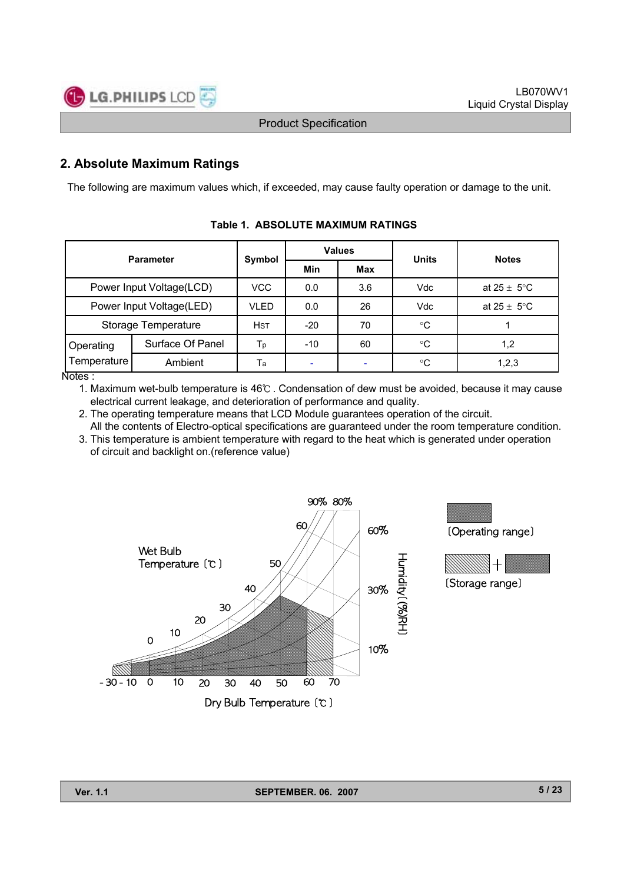## 2. Absolute Maximum Ratings

The following are maximum values which, if exceeded, may cause faulty operation or damage to the unit.

**Table 1. ABSOLUTE MAXIMUM RATINGS**

| Parameter | | Symbol | Values | | Units | Notes |
|---|---|---|---|---|---|---|
| | | | Min | Max | | |
| Power Input Voltage(LCD) | | VCC | 0.0 | 3.6 | Vdc | at 25 ± 5°C |
| Power Input Voltage(LED) | | VLED | 0.0 | 26 | Vdc | at 25 ± 5°C |
| Storage Temperature | | HST | -20 | 70 | °C | 1 |
| Operating Temperature | Surface Of Panel | Tp | -10 | 60 | °C | 1,2 |
| | Ambient | Ta | - | - | °C | 1,2,3 |

Notes :

1. Maximum wet-bulb temperature is 46℃ . Condensation of dew must be avoided, because it may cause electrical current leakage, and deterioration of performance and quality.
2. The operating temperature means that LCD Module guarantees operation of the circuit. All the contents of Electro-optical specifications are guaranteed under the room temperature condition.
3. This temperature is ambient temperature with regard to the heat which is generated under operation of circuit and backlight on.(reference value)

Wet Bulb Temperature [℃]

Dry Bulb Temperature [℃]

Humidity [(%)RH]

[Operating range]

[Storage range]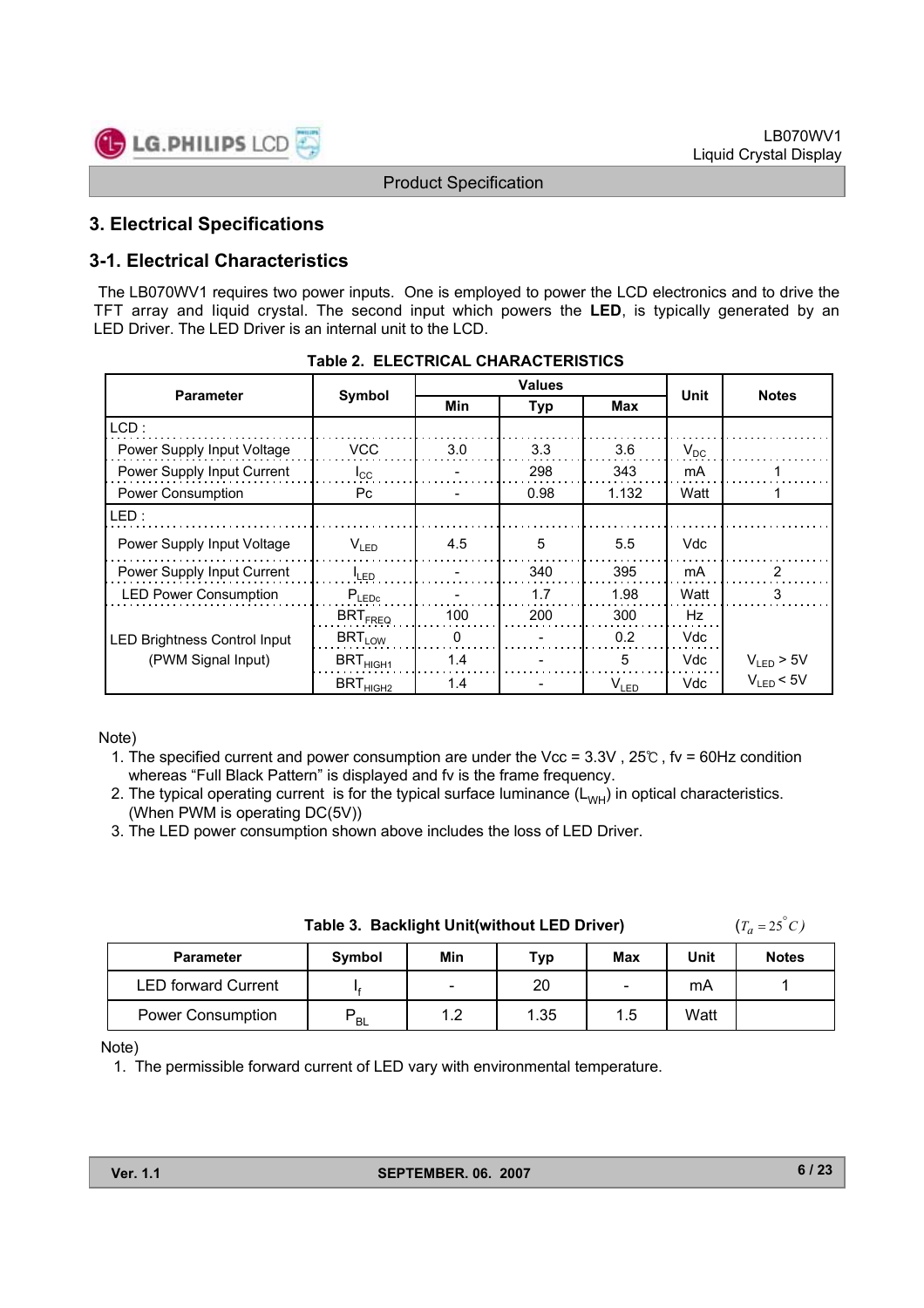## 3. Electrical Specifications

### 3-1. Electrical Characteristics

The LB070WV1 requires two power inputs. One is employed to power the LCD electronics and to drive the TFT array and liquid crystal. The second input which powers the **LED**, is typically generated by an LED Driver. The LED Driver is an internal unit to the LCD.

**Table 2. ELECTRICAL CHARACTERISTICS**

| Parameter | Symbol | Values | | | Unit | Notes |
|---|---|---|---|---|---|---|
| | | Min | Typ | Max | | |
| LCD : | | | | | | |
| Power Supply Input Voltage | VCC | 3.0 | 3.3 | 3.6 | $V_{DC}$ | |
| Power Supply Input Current | $I_{CC}$ | - | 298 | 343 | mA | 1 |
| Power Consumption | Pc | - | 0.98 | 1.132 | Watt | 1 |
| LED : | | | | | | |
| Power Supply Input Voltage | $V_{LED}$ | 4.5 | 5 | 5.5 | Vdc | |
| Power Supply Input Current | $I_{LED}$ | - | 340 | 395 | mA | 2 |
| LED Power Consumption | $P_{LEDc}$ | - | 1.7 | 1.98 | Watt | 3 |
| LED Brightness Control Input (PWM Signal Input) | $BRT_{FREQ}$ | 100 | 200 | 300 | Hz | |
| | $BRT_{LOW}$ | 0 | - | 0.2 | Vdc | |
| | $BRT_{HIGH1}$ | 1.4 | - | 5 | Vdc | $V_{LED}$ > 5V |
| | $BRT_{HIGH2}$ | 1.4 | - | $V_{LED}$ | Vdc | $V_{LED}$ < 5V |

Note)
1. The specified current and power consumption are under the Vcc = 3.3V , 25℃ , fv = 60Hz condition whereas "Full Black Pattern" is displayed and fv is the frame frequency.
2. The typical operating current is for the typical surface luminance ($L_{WH}$) in optical characteristics. (When PWM is operating DC(5V))
3. The LED power consumption shown above includes the loss of LED Driver.

**Table 3. Backlight Unit(without LED Driver)** $(T_a = 25^{\circ}C)$

| Parameter | Symbol | Min | Typ | Max | Unit | Notes |
|---|---|---|---|---|---|---|
| LED forward Current | $I_f$ | - | 20 | - | mA | 1 |
| Power Consumption | $P_{BL}$ | 1.2 | 1.35 | 1.5 | Watt | |

Note)
1. The permissible forward current of LED vary with environmental temperature.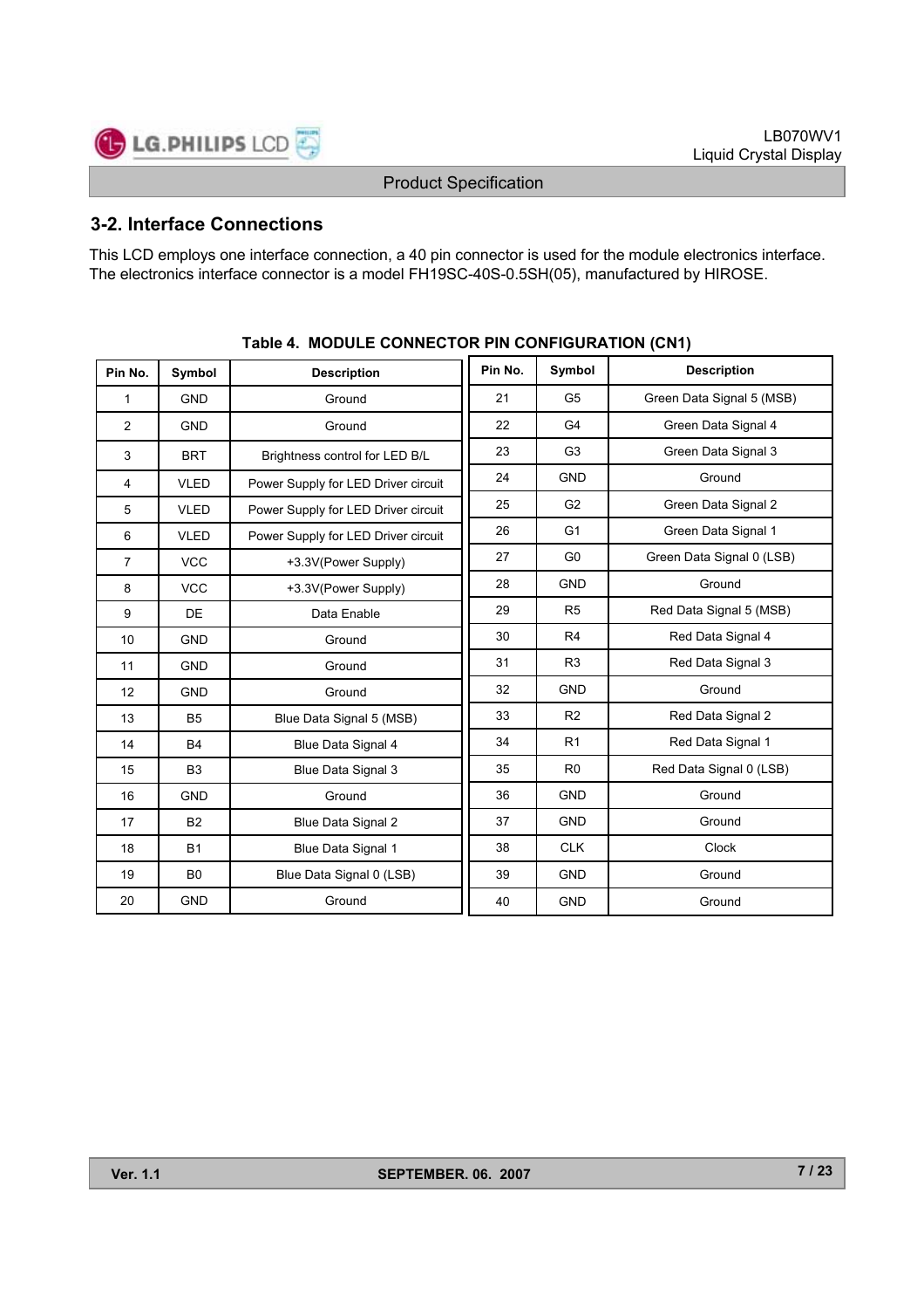## 3-2. Interface Connections

This LCD employs one interface connection, a 40 pin connector is used for the module electronics interface. The electronics interface connector is a model FH19SC-40S-0.5SH(05), manufactured by HIROSE.

**Table 4. MODULE CONNECTOR PIN CONFIGURATION (CN1)**

| Pin No. | Symbol | Description | Pin No. | Symbol | Description |
|---|---|---|---|---|---|
| 1 | GND | Ground | 21 | G5 | Green Data Signal 5 (MSB) |
| 2 | GND | Ground | 22 | G4 | Green Data Signal 4 |
| 3 | BRT | Brightness control for LED B/L | 23 | G3 | Green Data Signal 3 |
| 4 | VLED | Power Supply for LED Driver circuit | 24 | GND | Ground |
| 5 | VLED | Power Supply for LED Driver circuit | 25 | G2 | Green Data Signal 2 |
| 6 | VLED | Power Supply for LED Driver circuit | 26 | G1 | Green Data Signal 1 |
| 7 | VCC | +3.3V(Power Supply) | 27 | G0 | Green Data Signal 0 (LSB) |
| 8 | VCC | +3.3V(Power Supply) | 28 | GND | Ground |
| 9 | DE | Data Enable | 29 | R5 | Red Data Signal 5 (MSB) |
| 10 | GND | Ground | 30 | R4 | Red Data Signal 4 |
| 11 | GND | Ground | 31 | R3 | Red Data Signal 3 |
| 12 | GND | Ground | 32 | GND | Ground |
| 13 | B5 | Blue Data Signal 5 (MSB) | 33 | R2 | Red Data Signal 2 |
| 14 | B4 | Blue Data Signal 4 | 34 | R1 | Red Data Signal 1 |
| 15 | B3 | Blue Data Signal 3 | 35 | R0 | Red Data Signal 0 (LSB) |
| 16 | GND | Ground | 36 | GND | Ground |
| 17 | B2 | Blue Data Signal 2 | 37 | GND | Ground |
| 18 | B1 | Blue Data Signal 1 | 38 | CLK | Clock |
| 19 | B0 | Blue Data Signal 0 (LSB) | 39 | GND | Ground |
| 20 | GND | Ground | 40 | GND | Ground |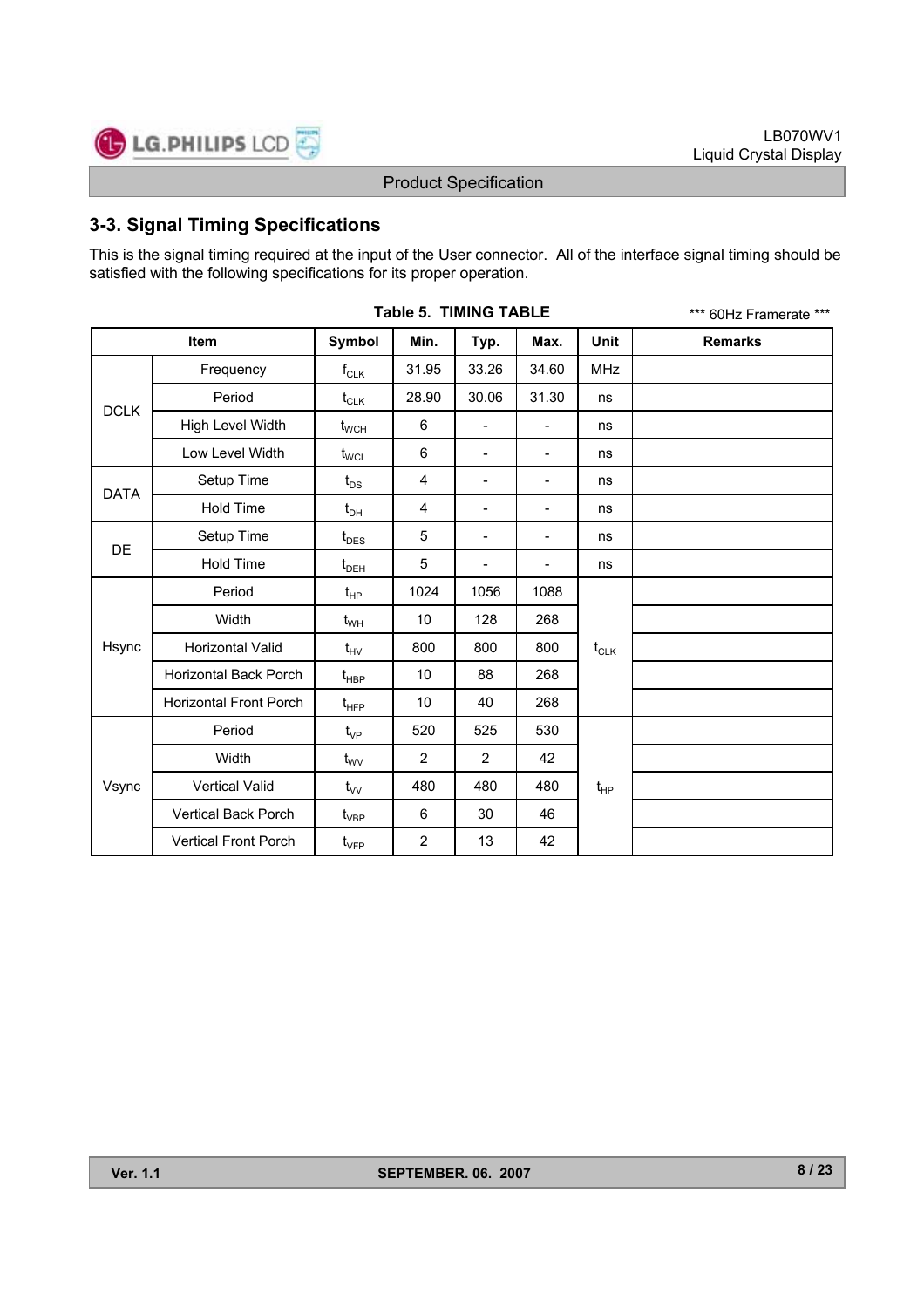## 3-3. Signal Timing Specifications

This is the signal timing required at the input of the User connector. All of the interface signal timing should be satisfied with the following specifications for its proper operation.

**Table 5. TIMING TABLE**

*** 60Hz Framerate ***

| Item | | Symbol | Min. | Typ. | Max. | Unit | Remarks |
|---|---|---|---|---|---|---|---|
| DCLK | Frequency | $f_{CLK}$ | 31.95 | 33.26 | 34.60 | MHz | |
| | Period | $t_{CLK}$ | 28.90 | 30.06 | 31.30 | ns | |
| | High Level Width | $t_{WCH}$ | 6 | - | - | ns | |
| | Low Level Width | $t_{WCL}$ | 6 | - | - | ns | |
| DATA | Setup Time | $t_{DS}$ | 4 | - | - | ns | |
| | Hold Time | $t_{DH}$ | 4 | - | - | ns | |
| DE | Setup Time | $t_{DES}$ | 5 | - | - | ns | |
| | Hold Time | $t_{DEH}$ | 5 | - | - | ns | |
| Hsync | Period | $t_{HP}$ | 1024 | 1056 | 1088 | $t_{CLK}$ | |
| | Width | $t_{WH}$ | 10 | 128 | 268 | | |
| | Horizontal Valid | $t_{HV}$ | 800 | 800 | 800 | | |
| | Horizontal Back Porch | $t_{HBP}$ | 10 | 88 | 268 | | |
| | Horizontal Front Porch | $t_{HFP}$ | 10 | 40 | 268 | | |
| Vsync | Period | $t_{VP}$ | 520 | 525 | 530 | $t_{HP}$ | |
| | Width | $t_{WV}$ | 2 | 2 | 42 | | |
| | Vertical Valid | $t_{VV}$ | 480 | 480 | 480 | | |
| | Vertical Back Porch | $t_{VBP}$ | 6 | 30 | 46 | | |
| | Vertical Front Porch | $t_{VFP}$ | 2 | 13 | 42 | | |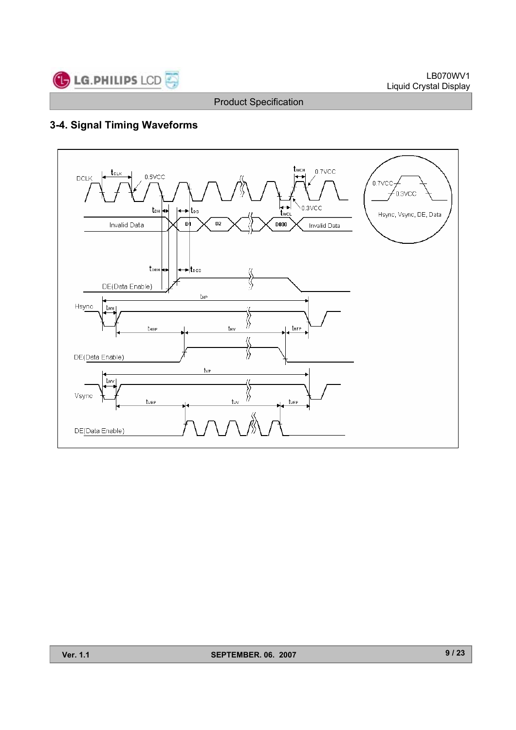## 3-4. Signal Timing Waveforms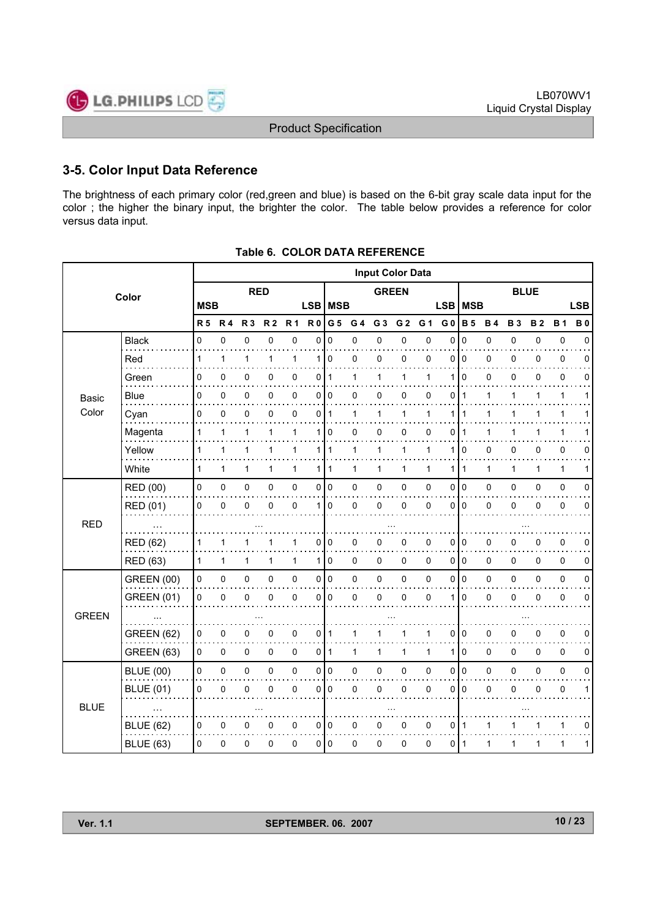## 3-5. Color Input Data Reference

The brightness of each primary color (red,green and blue) is based on the 6-bit gray scale data input for the color ; the higher the binary input, the brighter the color. The table below provides a reference for color versus data input.

**Table 6. COLOR DATA REFERENCE**

| Color | | Input Color Data | | | | | | | | | | | | | | | | | |
|---|---|---|---|---|---|---|---|---|---|---|---|---|---|---|---|---|---|---|---|
| | | RED | | | | | | GREEN | | | | | | BLUE | | | | | |
| | | MSB | | | | | LSB | MSB | | | | | LSB | MSB | | | | | LSB |
| | | R 5 | R 4 | R 3 | R 2 | R 1 | R 0 | G 5 | G 4 | G 3 | G 2 | G 1 | G 0 | B 5 | B 4 | B 3 | B 2 | B 1 | B 0 |
| Basic Color | Black | 0 | 0 | 0 | 0 | 0 | 0 | 0 | 0 | 0 | 0 | 0 | 0 | 0 | 0 | 0 | 0 | 0 | 0 |
| | Red | 1 | 1 | 1 | 1 | 1 | 1 | 0 | 0 | 0 | 0 | 0 | 0 | 0 | 0 | 0 | 0 | 0 | 0 |
| | Green | 0 | 0 | 0 | 0 | 0 | 0 | 1 | 1 | 1 | 1 | 1 | 1 | 0 | 0 | 0 | 0 | 0 | 0 |
| | Blue | 0 | 0 | 0 | 0 | 0 | 0 | 0 | 0 | 0 | 0 | 0 | 0 | 1 | 1 | 1 | 1 | 1 | 1 |
| | Cyan | 0 | 0 | 0 | 0 | 0 | 0 | 1 | 1 | 1 | 1 | 1 | 1 | 1 | 1 | 1 | 1 | 1 | 1 |
| | Magenta | 1 | 1 | 1 | 1 | 1 | 1 | 0 | 0 | 0 | 0 | 0 | 0 | 1 | 1 | 1 | 1 | 1 | 1 |
| | Yellow | 1 | 1 | 1 | 1 | 1 | 1 | 1 | 1 | 1 | 1 | 1 | 1 | 0 | 0 | 0 | 0 | 0 | 0 |
| | White | 1 | 1 | 1 | 1 | 1 | 1 | 1 | 1 | 1 | 1 | 1 | 1 | 1 | 1 | 1 | 1 | 1 | 1 |
| RED | RED (00) | 0 | 0 | 0 | 0 | 0 | 0 | 0 | 0 | 0 | 0 | 0 | 0 | 0 | 0 | 0 | 0 | 0 | 0 |
| | RED (01) | 0 | 0 | 0 | 0 | 0 | 1 | 0 | 0 | 0 | 0 | 0 | 0 | 0 | 0 | 0 | 0 | 0 | 0 |
| | ... | ... | | | | | | ... | | | | | | ... | | | | | |
| | RED (62) | 1 | 1 | 1 | 1 | 1 | 0 | 0 | 0 | 0 | 0 | 0 | 0 | 0 | 0 | 0 | 0 | 0 | 0 |
| | RED (63) | 1 | 1 | 1 | 1 | 1 | 1 | 0 | 0 | 0 | 0 | 0 | 0 | 0 | 0 | 0 | 0 | 0 | 0 |
| GREEN | GREEN (00) | 0 | 0 | 0 | 0 | 0 | 0 | 0 | 0 | 0 | 0 | 0 | 0 | 0 | 0 | 0 | 0 | 0 | 0 |
| | GREEN (01) | 0 | 0 | 0 | 0 | 0 | 0 | 0 | 0 | 0 | 0 | 0 | 1 | 0 | 0 | 0 | 0 | 0 | 0 |
| | ... | ... | | | | | | ... | | | | | | ... | | | | | |
| | GREEN (62) | 0 | 0 | 0 | 0 | 0 | 0 | 1 | 1 | 1 | 1 | 1 | 0 | 0 | 0 | 0 | 0 | 0 | 0 |
| | GREEN (63) | 0 | 0 | 0 | 0 | 0 | 0 | 1 | 1 | 1 | 1 | 1 | 1 | 0 | 0 | 0 | 0 | 0 | 0 |
| BLUE | BLUE (00) | 0 | 0 | 0 | 0 | 0 | 0 | 0 | 0 | 0 | 0 | 0 | 0 | 0 | 0 | 0 | 0 | 0 | 0 |
| | BLUE (01) | 0 | 0 | 0 | 0 | 0 | 0 | 0 | 0 | 0 | 0 | 0 | 0 | 0 | 0 | 0 | 0 | 0 | 1 |
| | ... | ... | | | | | | ... | | | | | | ... | | | | | |
| | BLUE (62) | 0 | 0 | 0 | 0 | 0 | 0 | 0 | 0 | 0 | 0 | 0 | 0 | 1 | 1 | 1 | 1 | 1 | 0 |
| | BLUE (63) | 0 | 0 | 0 | 0 | 0 | 0 | 0 | 0 | 0 | 0 | 0 | 0 | 1 | 1 | 1 | 1 | 1 | 1 |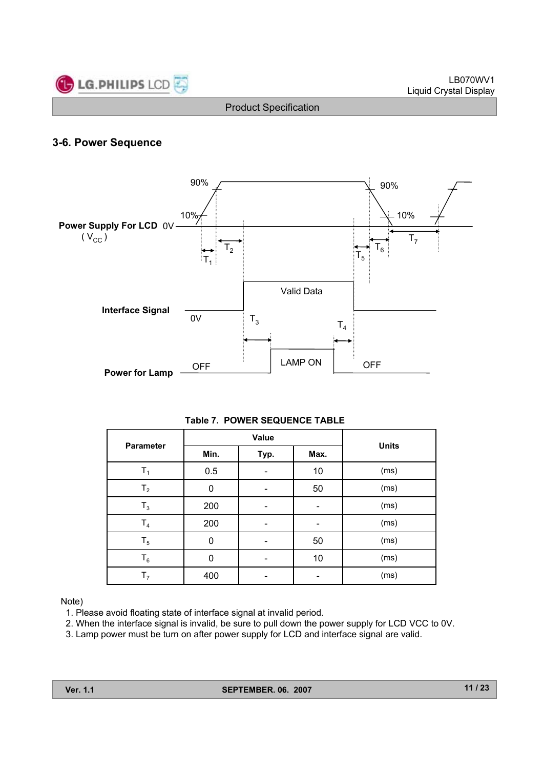### 3-6. Power Sequence

Table 7. POWER SEQUENCE TABLE

| Parameter | Value | | | Units |
|---|---|---|---|---|
| | Min. | Typ. | Max. | |
| $T_1$ | 0.5 | - | 10 | (ms) |
| $T_2$ | 0 | - | 50 | (ms) |
| $T_3$ | 200 | - | - | (ms) |
| $T_4$ | 200 | - | - | (ms) |
| $T_5$ | 0 | - | 50 | (ms) |
| $T_6$ | 0 | - | 10 | (ms) |
| $T_7$ | 400 | - | - | (ms) |

Note)

1. Please avoid floating state of interface signal at invalid period.
2. When the interface signal is invalid, be sure to pull down the power supply for LCD VCC to 0V.
3. Lamp power must be turn on after power supply for LCD and interface signal are valid.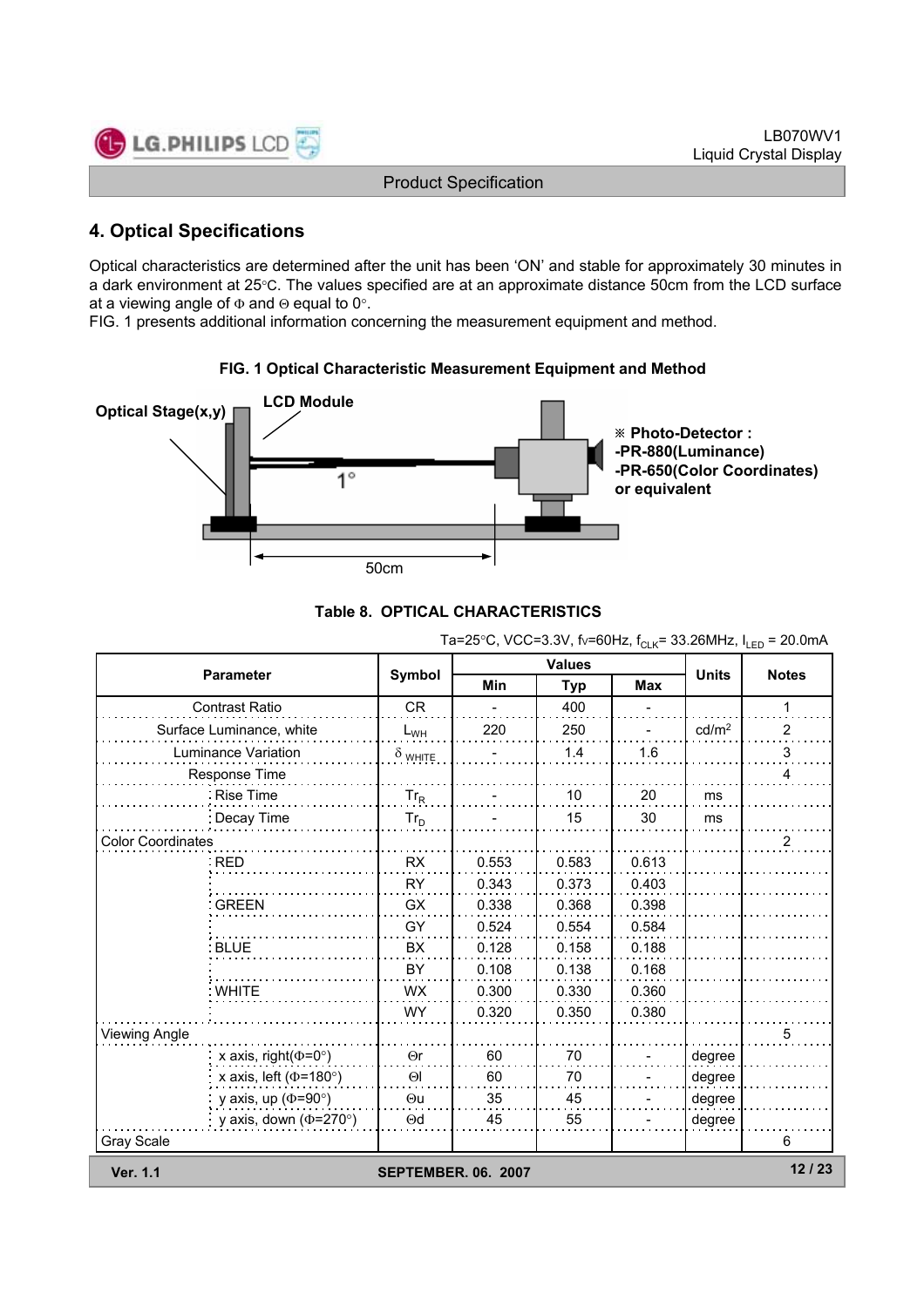## 4. Optical Specifications

Optical characteristics are determined after the unit has been 'ON' and stable for approximately 30 minutes in a dark environment at 25°C. The values specified are at an approximate distance 50cm from the LCD surface at a viewing angle of Φ and Θ equal to 0°.

FIG. 1 presents additional information concerning the measurement equipment and method.

**FIG. 1 Optical Characteristic Measurement Equipment and Method**

Optical Stage(x,y) — LCD Module — 1° — 50cm

※ Photo-Detector :
-PR-880(Luminance)
-PR-650(Color Coordinates)
or equivalent

**Table 8. OPTICAL CHARACTERISTICS**

Ta=25°C, VCC=3.3V, fv=60Hz, $f_{CLK}$= 33.26MHz, $I_{LED}$ = 20.0mA

| Parameter | | Symbol | Values | | | Units | Notes |
|---|---|---|---|---|---|---|---|
| | | | Min | Typ | Max | | |
| Contrast Ratio | | CR | - | 400 | - | | 1 |
| Surface Luminance, white | | $L_{WH}$ | 220 | 250 | - | $cd/m^2$ | 2 |
| Luminance Variation | | $\delta_{WHITE}$ | - | 1.4 | 1.6 | | 3 |
| Response Time | | | | | | | 4 |
| | Rise Time | $Tr_R$ | - | 10 | 20 | ms | |
| | Decay Time | $Tr_D$ | - | 15 | 30 | ms | |
| Color Coordinates | | | | | | | 2 |
| | RED | RX | 0.553 | 0.583 | 0.613 | | |
| | | RY | 0.343 | 0.373 | 0.403 | | |
| | GREEN | GX | 0.338 | 0.368 | 0.398 | | |
| | | GY | 0.524 | 0.554 | 0.584 | | |
| | BLUE | BX | 0.128 | 0.158 | 0.188 | | |
| | | BY | 0.108 | 0.138 | 0.168 | | |
| | WHITE | WX | 0.300 | 0.330 | 0.360 | | |
| | | WY | 0.320 | 0.350 | 0.380 | | |
| Viewing Angle | | | | | | | 5 |
| | x axis, right(Φ=0°) | Θr | 60 | 70 | - | degree | |
| | x axis, left (Φ=180°) | Θl | 60 | 70 | - | degree | |
| | y axis, up (Φ=90°) | Θu | 35 | 45 | - | degree | |
| | y axis, down (Φ=270°) | Θd | 45 | 55 | - | degree | |
| Gray Scale | | | | | | | 6 |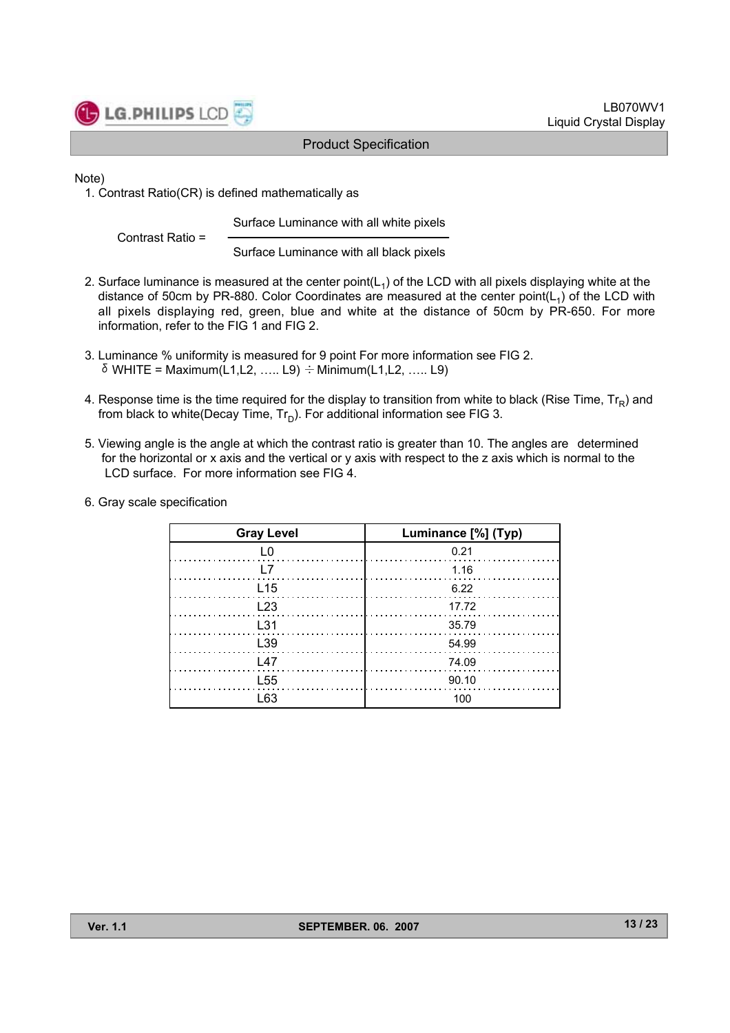Note)

1. Contrast Ratio(CR) is defined mathematically as

$$\text{Contrast Ratio} = \frac{\text{Surface Luminance with all white pixels}}{\text{Surface Luminance with all black pixels}}$$

2. Surface luminance is measured at the center point($L_1$) of the LCD with all pixels displaying white at the distance of 50cm by PR-880. Color Coordinates are measured at the center point($L_1$) of the LCD with all pixels displaying red, green, blue and white at the distance of 50cm by PR-650. For more information, refer to the FIG 1 and FIG 2.

3. Luminance % uniformity is measured for 9 point For more information see FIG 2.
   $\delta$ WHITE = Maximum(L1,L2, ….. L9) $\div$ Minimum(L1,L2, ….. L9)

4. Response time is the time required for the display to transition from white to black (Rise Time, $Tr_R$) and from black to white(Decay Time, $Tr_D$). For additional information see FIG 3.

5. Viewing angle is the angle at which the contrast ratio is greater than 10. The angles are determined for the horizontal or x axis and the vertical or y axis with respect to the z axis which is normal to the LCD surface. For more information see FIG 4.

6. Gray scale specification

| Gray Level | Luminance [%] (Typ) |
|---|---|
| L0 | 0.21 |
| L7 | 1.16 |
| L15 | 6.22 |
| L23 | 17.72 |
| L31 | 35.79 |
| L39 | 54.99 |
| L47 | 74.09 |
| L55 | 90.10 |
| L63 | 100 |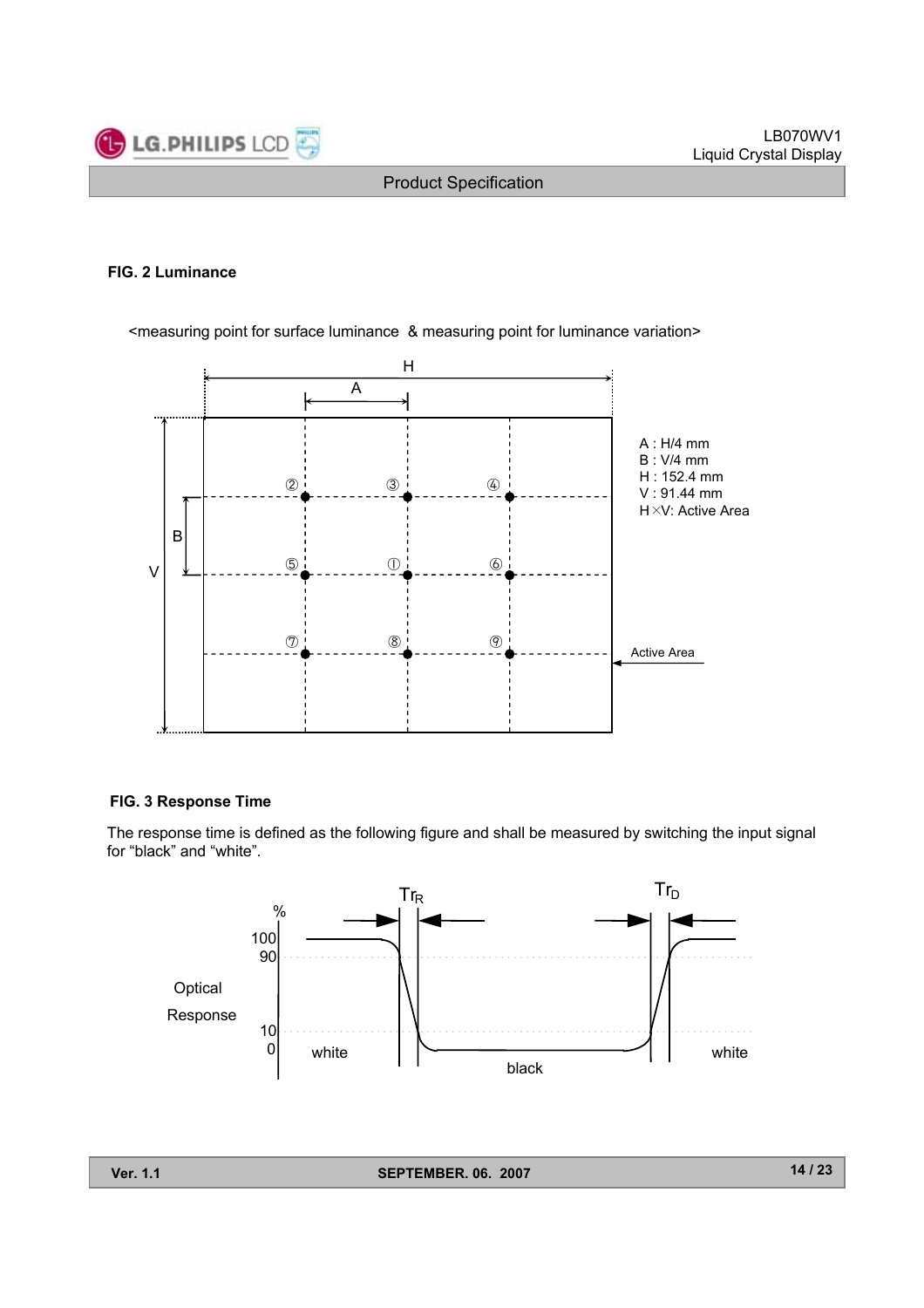**FIG. 2 Luminance**

<measuring point for surface luminance & measuring point for luminance variation>

A : H/4 mm
B : V/4 mm
H : 152.4 mm
V : 91.44 mm
H×V: Active Area

**FIG. 3 Response Time**

The response time is defined as the following figure and shall be measured by switching the input signal for “black” and “white”.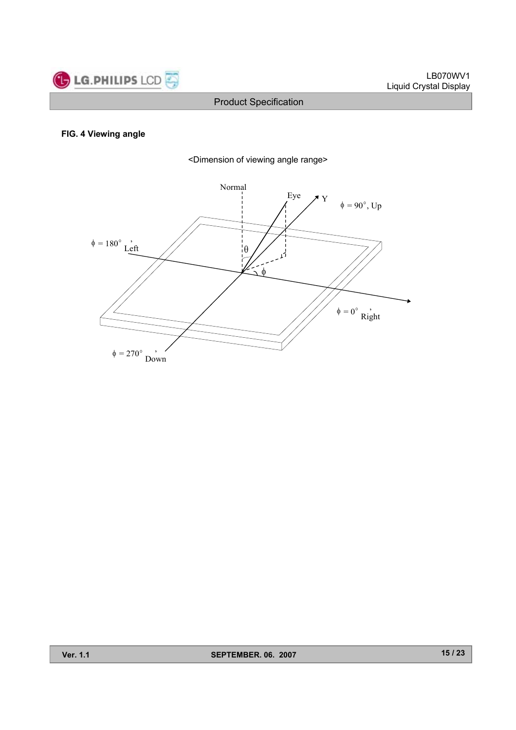**FIG. 4 Viewing angle**

<Dimension of viewing angle range>

Normal

Eye

Y

$\phi$ = 90°, Up

$\phi$ = 180°, Left

$\theta$

$\phi$

$\phi$ = 0°, Right

$\phi$ = 270°, Down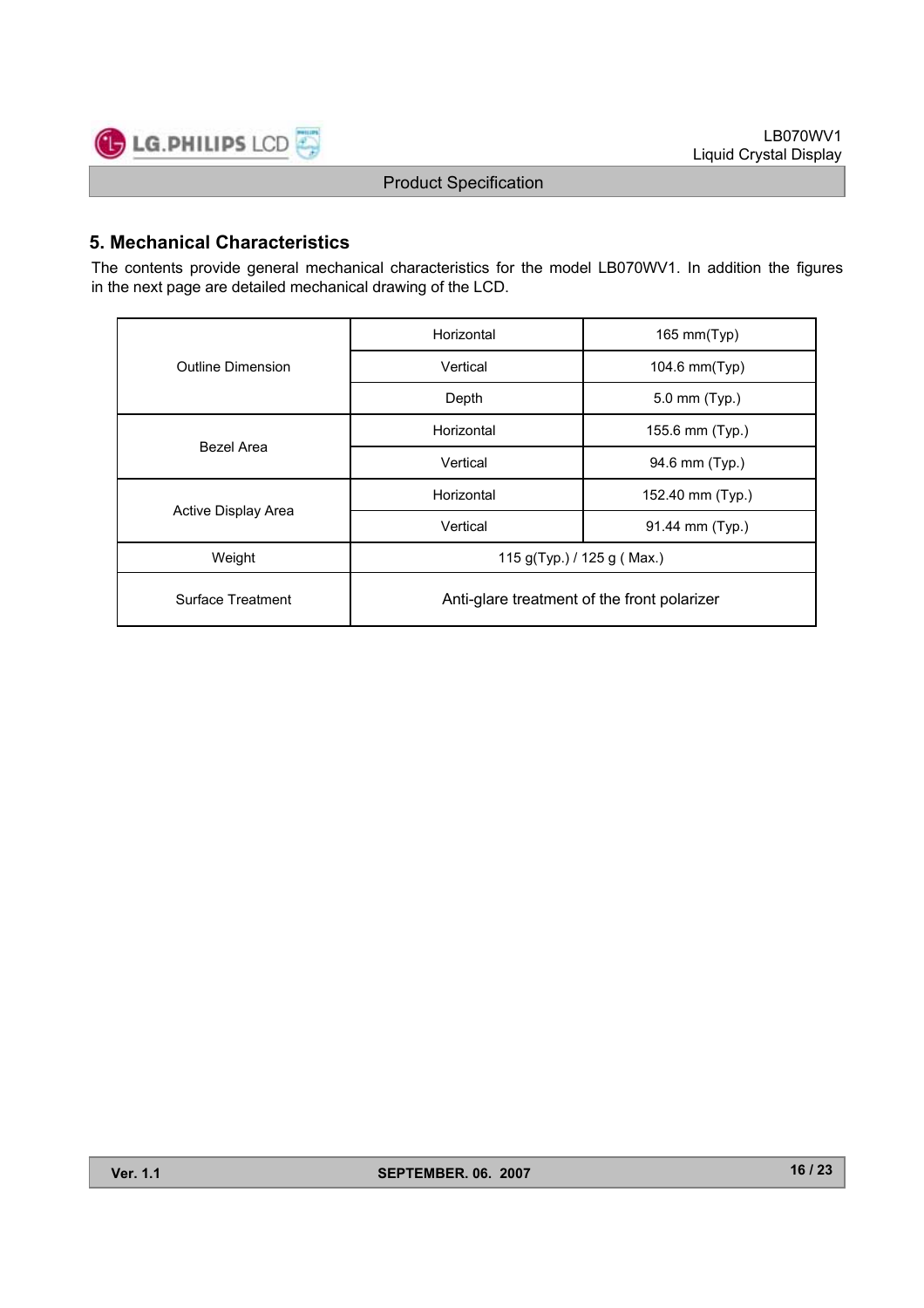## 5. Mechanical Characteristics

The contents provide general mechanical characteristics for the model LB070WV1. In addition the figures in the next page are detailed mechanical drawing of the LCD.

| | | |
|---|---|---|
| Outline Dimension | Horizontal | 165 mm(Typ) |
| | Vertical | 104.6 mm(Typ) |
| | Depth | 5.0 mm (Typ.) |
| Bezel Area | Horizontal | 155.6 mm (Typ.) |
| | Vertical | 94.6 mm (Typ.) |
| Active Display Area | Horizontal | 152.40 mm (Typ.) |
| | Vertical | 91.44 mm (Typ.) |
| Weight | 115 g(Typ.) / 125 g ( Max.) | |
| Surface Treatment | Anti-glare treatment of the front polarizer | |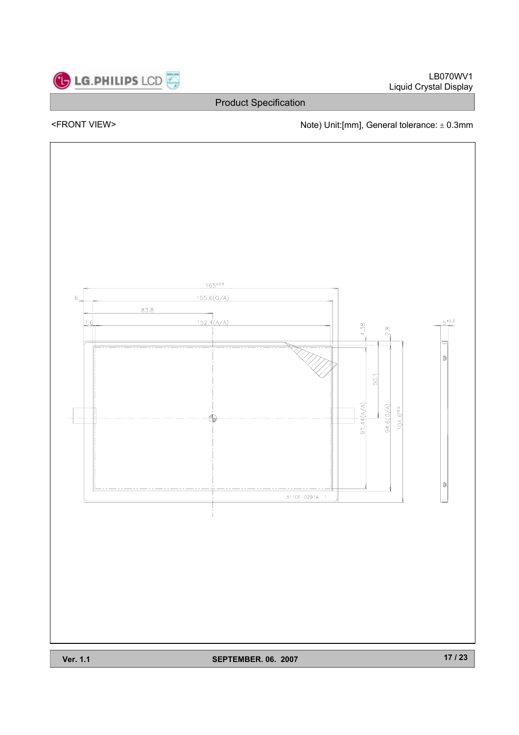<FRONT VIEW>

Note) Unit:[mm], General tolerance: ± 0.3mm

$165^{\pm0.5}$

6

155.6(O/A)

83.8

7.6

152.4(A/A)

4.38

2.8

$5^{\pm0.3}$

50.1

91.44(A/A)

94.6(O/A)

$104.6^{\pm0.5}$

3110T-0291A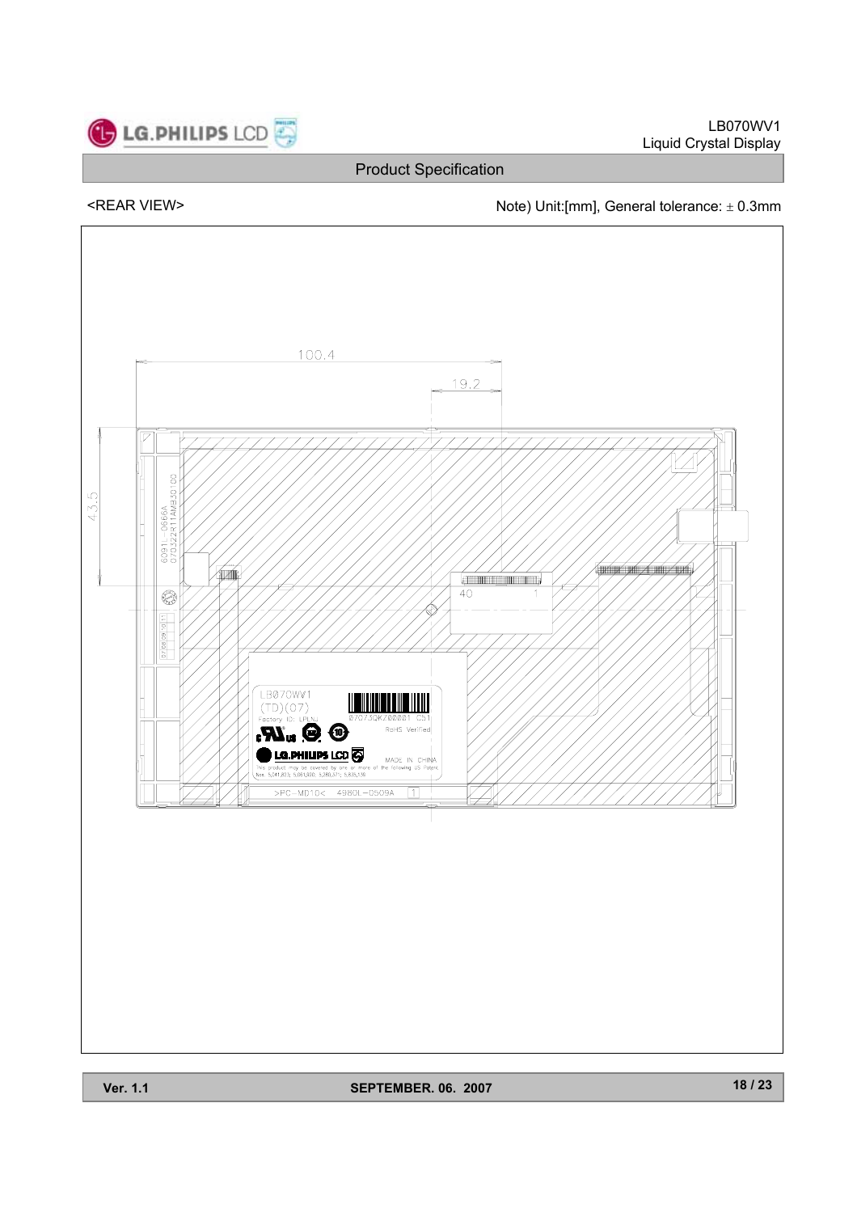<REAR VIEW>

Note) Unit:[mm], General tolerance: ± 0.3mm

100.4

19.2

43.5

40

1

LB070WV1

(TD)(07)

Factory ID: LPLNJ

07073QKZ00001 C51

RoHS Verified

MADE IN CHINA

>PC-MD10< 4980L-0509A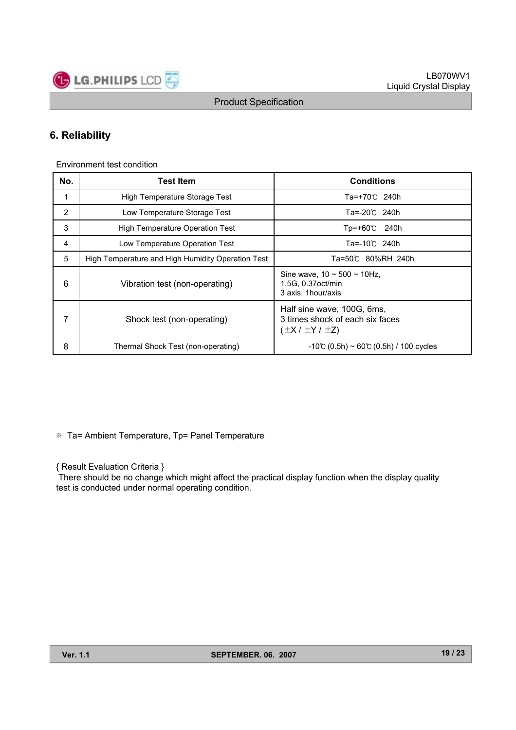## 6. Reliability

Environment test condition

| No. | Test Item | Conditions |
|---|---|---|
| 1 | High Temperature Storage Test | Ta=+70℃ 240h |
| 2 | Low Temperature Storage Test | Ta=-20℃ 240h |
| 3 | High Temperature Operation Test | Tp=+60℃ 240h |
| 4 | Low Temperature Operation Test | Ta=-10℃ 240h |
| 5 | High Temperature and High Humidity Operation Test | Ta=50℃ 80%RH 240h |
| 6 | Vibration test (non-operating) | Sine wave, 10 ~ 500 ~ 10Hz, 1.5G, 0.37oct/min 3 axis, 1hour/axis |
| 7 | Shock test (non-operating) | Half sine wave, 100G, 6ms, 3 times shock of each six faces (±X / ±Y / ±Z) |
| 8 | Thermal Shock Test (non-operating) | -10℃ (0.5h) ~ 60℃ (0.5h) / 100 cycles |

※ Ta= Ambient Temperature, Tp= Panel Temperature

{ Result Evaluation Criteria }
There should be no change which might affect the practical display function when the display quality test is conducted under normal operating condition.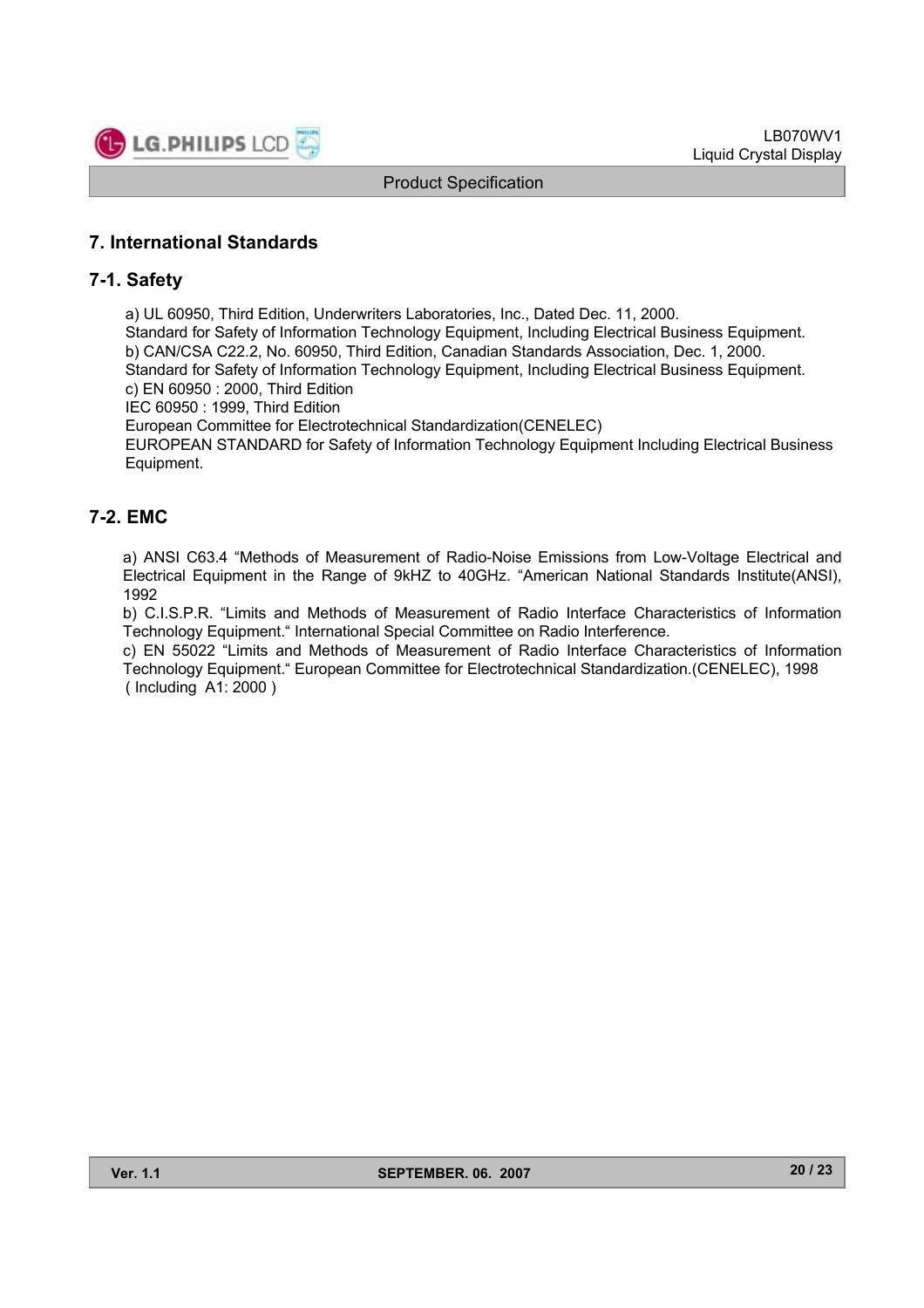## 7. International Standards

### 7-1. Safety

a) UL 60950, Third Edition, Underwriters Laboratories, Inc., Dated Dec. 11, 2000.
Standard for Safety of Information Technology Equipment, Including Electrical Business Equipment.
b) CAN/CSA C22.2, No. 60950, Third Edition, Canadian Standards Association, Dec. 1, 2000.
Standard for Safety of Information Technology Equipment, Including Electrical Business Equipment.
c) EN 60950 : 2000, Third Edition
IEC 60950 : 1999, Third Edition
European Committee for Electrotechnical Standardization(CENELEC)
EUROPEAN STANDARD for Safety of Information Technology Equipment Including Electrical Business Equipment.

### 7-2. EMC

a) ANSI C63.4 "Methods of Measurement of Radio-Noise Emissions from Low-Voltage Electrical and Electrical Equipment in the Range of 9kHZ to 40GHz. "American National Standards Institute(ANSI), 1992
b) C.I.S.P.R. "Limits and Methods of Measurement of Radio Interface Characteristics of Information Technology Equipment." International Special Committee on Radio Interference.
c) EN 55022 "Limits and Methods of Measurement of Radio Interface Characteristics of Information Technology Equipment." European Committee for Electrotechnical Standardization.(CENELEC), 1998 ( Including A1: 2000 )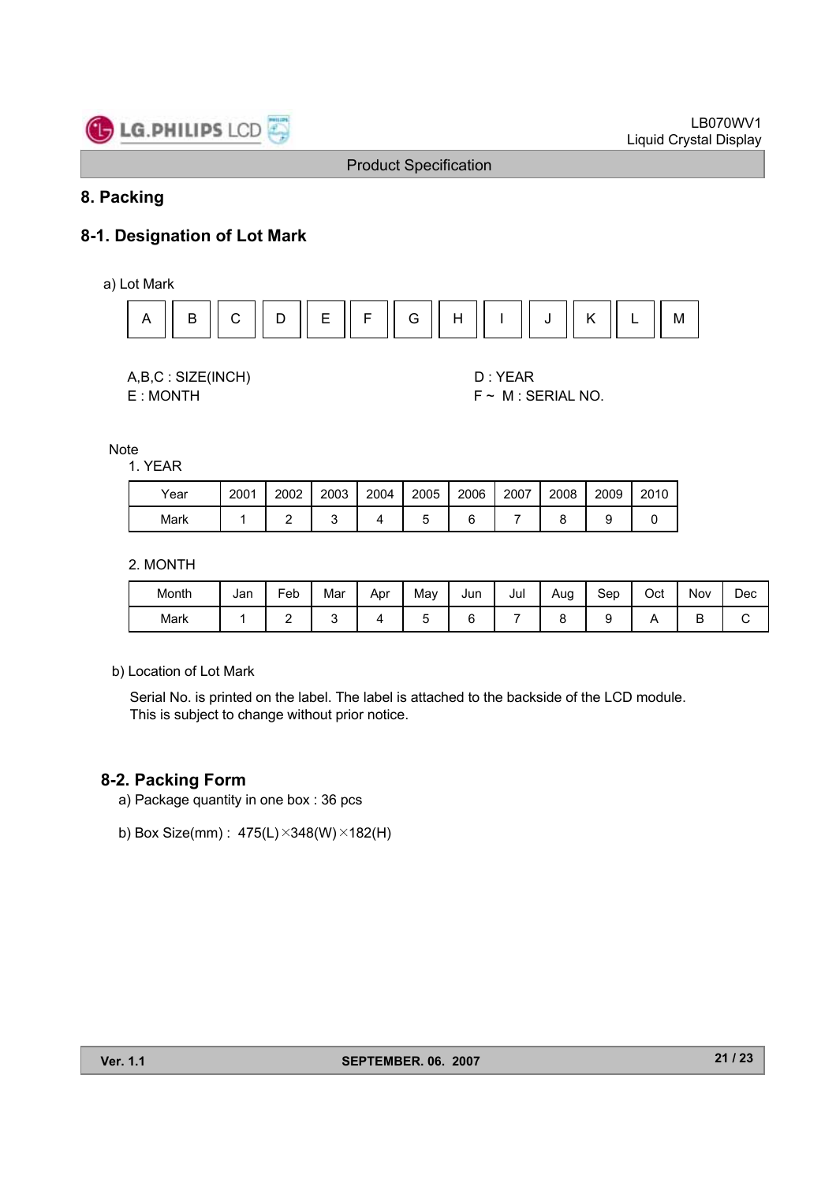# 8. Packing

## 8-1. Designation of Lot Mark

a) Lot Mark

| A | B | C | D | E | F | G | H | I | J | K | L | M |
|---|---|---|---|---|---|---|---|---|---|---|---|---|

A,B,C : SIZE(INCH)
E : MONTH

D : YEAR
F ~ M : SERIAL NO.

Note

1. YEAR

| Year | 2001 | 2002 | 2003 | 2004 | 2005 | 2006 | 2007 | 2008 | 2009 | 2010 |
|---|---|---|---|---|---|---|---|---|---|---|
| Mark | 1 | 2 | 3 | 4 | 5 | 6 | 7 | 8 | 9 | 0 |

2. MONTH

| Month | Jan | Feb | Mar | Apr | May | Jun | Jul | Aug | Sep | Oct | Nov | Dec |
|---|---|---|---|---|---|---|---|---|---|---|---|---|
| Mark | 1 | 2 | 3 | 4 | 5 | 6 | 7 | 8 | 9 | A | B | C |

b) Location of Lot Mark

Serial No. is printed on the label. The label is attached to the backside of the LCD module.
This is subject to change without prior notice.

## 8-2. Packing Form

a) Package quantity in one box : 36 pcs

b) Box Size(mm) : 475(L)×348(W)×182(H)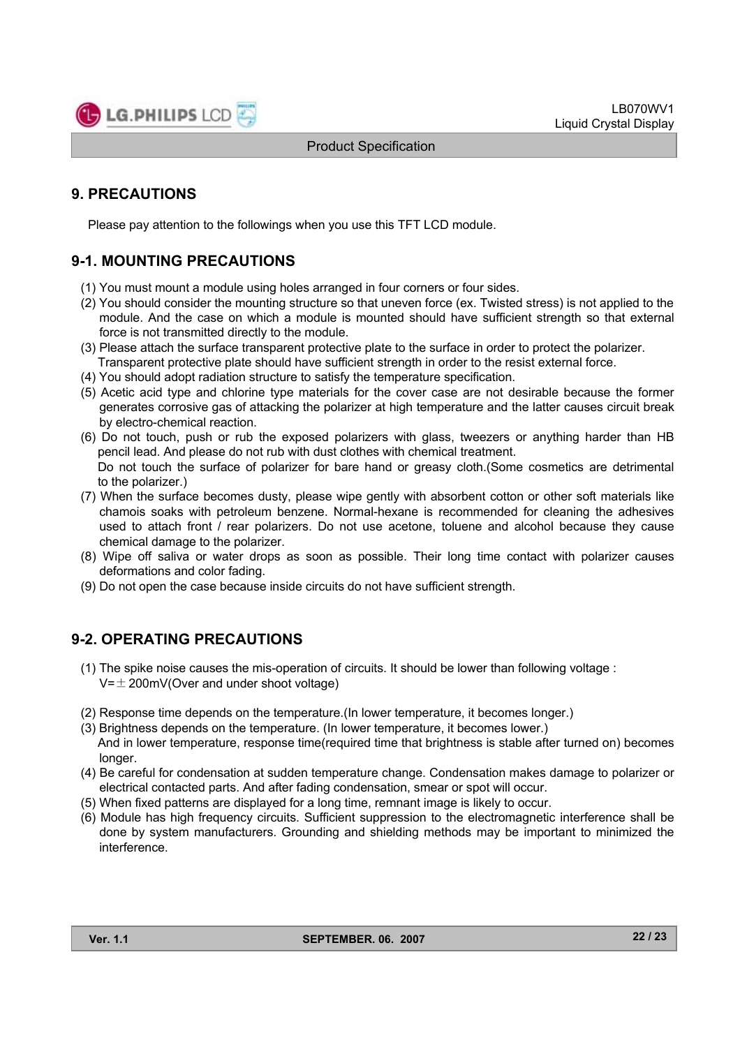## 9. PRECAUTIONS

Please pay attention to the followings when you use this TFT LCD module.

### 9-1. MOUNTING PRECAUTIONS

(1) You must mount a module using holes arranged in four corners or four sides.
(2) You should consider the mounting structure so that uneven force (ex. Twisted stress) is not applied to the module. And the case on which a module is mounted should have sufficient strength so that external force is not transmitted directly to the module.
(3) Please attach the surface transparent protective plate to the surface in order to protect the polarizer. Transparent protective plate should have sufficient strength in order to the resist external force.
(4) You should adopt radiation structure to satisfy the temperature specification.
(5) Acetic acid type and chlorine type materials for the cover case are not desirable because the former generates corrosive gas of attacking the polarizer at high temperature and the latter causes circuit break by electro-chemical reaction.
(6) Do not touch, push or rub the exposed polarizers with glass, tweezers or anything harder than HB pencil lead. And please do not rub with dust clothes with chemical treatment.
Do not touch the surface of polarizer for bare hand or greasy cloth.(Some cosmetics are detrimental to the polarizer.)
(7) When the surface becomes dusty, please wipe gently with absorbent cotton or other soft materials like chamois soaks with petroleum benzene. Normal-hexane is recommended for cleaning the adhesives used to attach front / rear polarizers. Do not use acetone, toluene and alcohol because they cause chemical damage to the polarizer.
(8) Wipe off saliva or water drops as soon as possible. Their long time contact with polarizer causes deformations and color fading.
(9) Do not open the case because inside circuits do not have sufficient strength.

### 9-2. OPERATING PRECAUTIONS

(1) The spike noise causes the mis-operation of circuits. It should be lower than following voltage :
V=±200mV(Over and under shoot voltage)

(2) Response time depends on the temperature.(In lower temperature, it becomes longer.)
(3) Brightness depends on the temperature. (In lower temperature, it becomes lower.)
And in lower temperature, response time(required time that brightness is stable after turned on) becomes longer.
(4) Be careful for condensation at sudden temperature change. Condensation makes damage to polarizer or electrical contacted parts. And after fading condensation, smear or spot will occur.
(5) When fixed patterns are displayed for a long time, remnant image is likely to occur.
(6) Module has high frequency circuits. Sufficient suppression to the electromagnetic interference shall be done by system manufacturers. Grounding and shielding methods may be important to minimized the interference.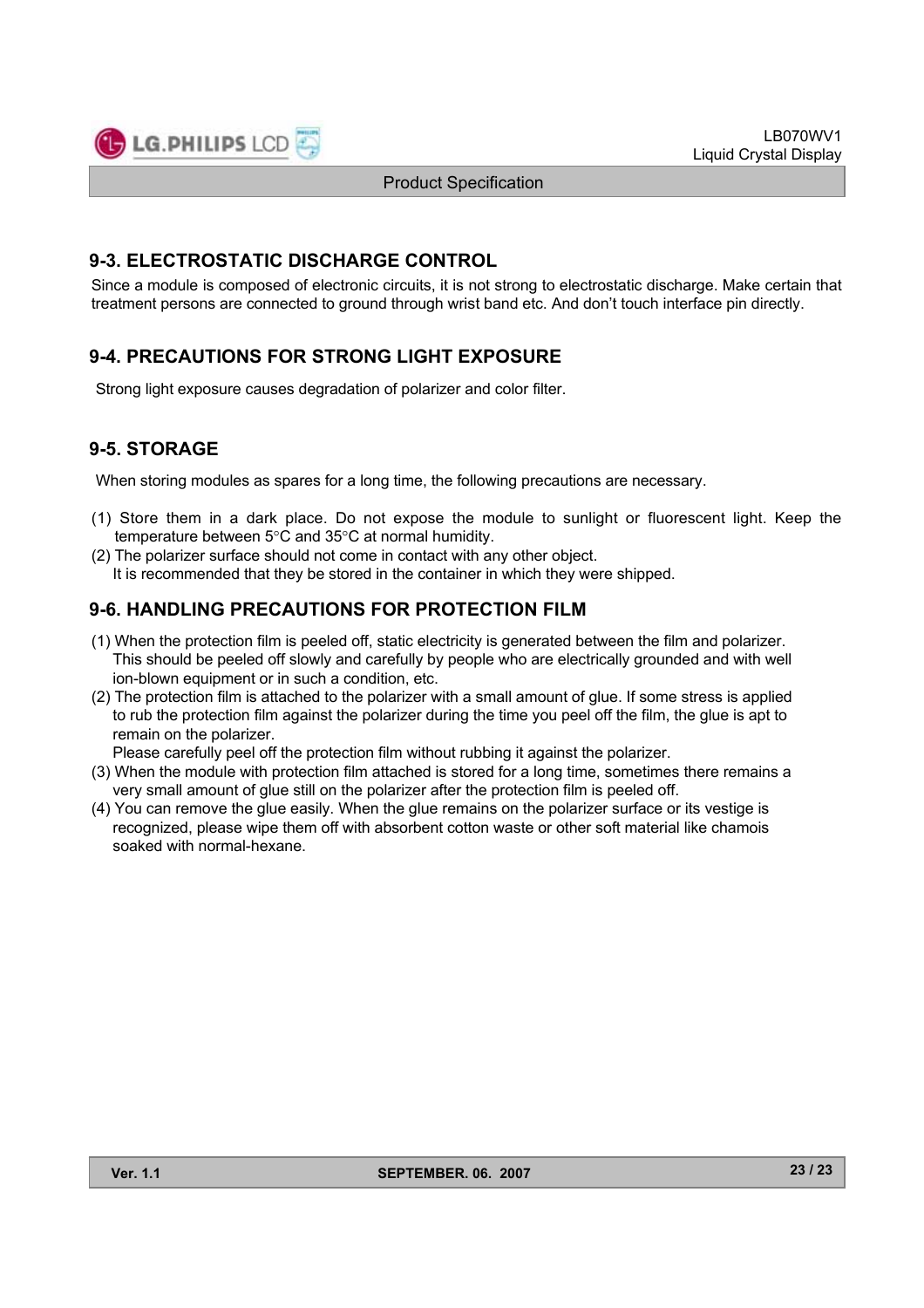## 9-3. ELECTROSTATIC DISCHARGE CONTROL

Since a module is composed of electronic circuits, it is not strong to electrostatic discharge. Make certain that treatment persons are connected to ground through wrist band etc. And don't touch interface pin directly.

## 9-4. PRECAUTIONS FOR STRONG LIGHT EXPOSURE

Strong light exposure causes degradation of polarizer and color filter.

## 9-5. STORAGE

When storing modules as spares for a long time, the following precautions are necessary.

(1) Store them in a dark place. Do not expose the module to sunlight or fluorescent light. Keep the temperature between 5°C and 35°C at normal humidity.
(2) The polarizer surface should not come in contact with any other object.
It is recommended that they be stored in the container in which they were shipped.

## 9-6. HANDLING PRECAUTIONS FOR PROTECTION FILM

(1) When the protection film is peeled off, static electricity is generated between the film and polarizer. This should be peeled off slowly and carefully by people who are electrically grounded and with well ion-blown equipment or in such a condition, etc.
(2) The protection film is attached to the polarizer with a small amount of glue. If some stress is applied to rub the protection film against the polarizer during the time you peel off the film, the glue is apt to remain on the polarizer.
Please carefully peel off the protection film without rubbing it against the polarizer.
(3) When the module with protection film attached is stored for a long time, sometimes there remains a very small amount of glue still on the polarizer after the protection film is peeled off.
(4) You can remove the glue easily. When the glue remains on the polarizer surface or its vestige is recognized, please wipe them off with absorbent cotton waste or other soft material like chamois soaked with normal-hexane.